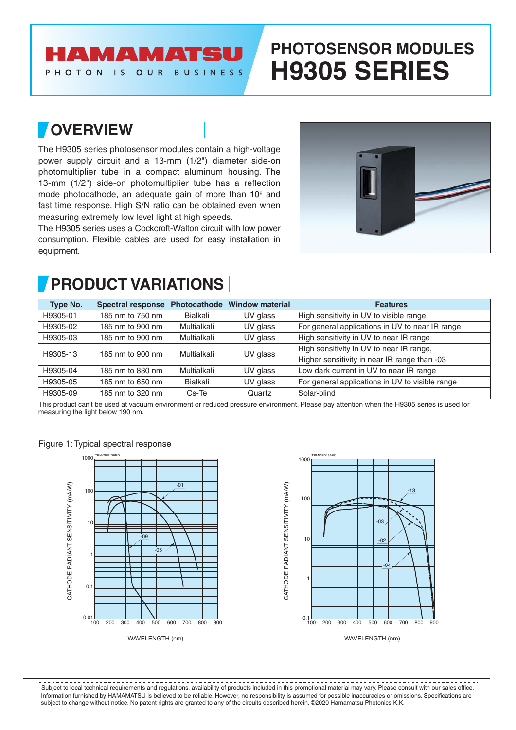**HAMAMATSU**
PHOTON IS OUR BUSINESS

# PHOTOSENSOR MODULES H9305 SERIES

## OVERVIEW

The H9305 series photosensor modules contain a high-voltage power supply circuit and a 13-mm (1/2") diameter side-on photomultiplier tube in a compact aluminum housing. The 13-mm (1/2") side-on photomultiplier tube has a reflection mode photocathode, an adequate gain of more than $10^6$ and fast time response. High S/N ratio can be obtained even when measuring extremely low level light at high speeds.
The H9305 series uses a Cockcroft-Walton circuit with low power consumption. Flexible cables are used for easy installation in equipment.

## PRODUCT VARIATIONS

| Type No. | Spectral response | Photocathode | Window material | Features |
|---|---|---|---|---|
| H9305-01 | 185 nm to 750 nm | Bialkali | UV glass | High sensitivity in UV to visible range |
| H9305-02 | 185 nm to 900 nm | Multialkali | UV glass | For general applications in UV to near IR range |
| H9305-03 | 185 nm to 900 nm | Multialkali | UV glass | High sensitivity in UV to near IR range |
| H9305-13 | 185 nm to 900 nm | Multialkali | UV glass | High sensitivity in UV to near IR range, Higher sensitivity in near IR range than -03 |
| H9305-04 | 185 nm to 830 nm | Multialkali | UV glass | Low dark current in UV to near IR range |
| H9305-05 | 185 nm to 650 nm | Bialkali | UV glass | For general applications in UV to visible range |
| H9305-09 | 185 nm to 320 nm | Cs-Te | Quartz | Solar-blind |

This product can't be used at vacuum environment or reduced pressure environment. Please pay attention when the H9305 series is used for measuring the light below 190 nm.

Figure 1: Typical spectral response

Subject to local technical requirements and regulations, availability of products included in this promotional material may vary. Please consult with our sales office. Information furnished by HAMAMATSU is believed to be reliable. However, no responsibility is assumed for possible inaccuracies or omissions. Specifications are subject to change without notice. No patent rights are granted to any of the circuits described herein. ©2020 Hamamatsu Photonics K.K.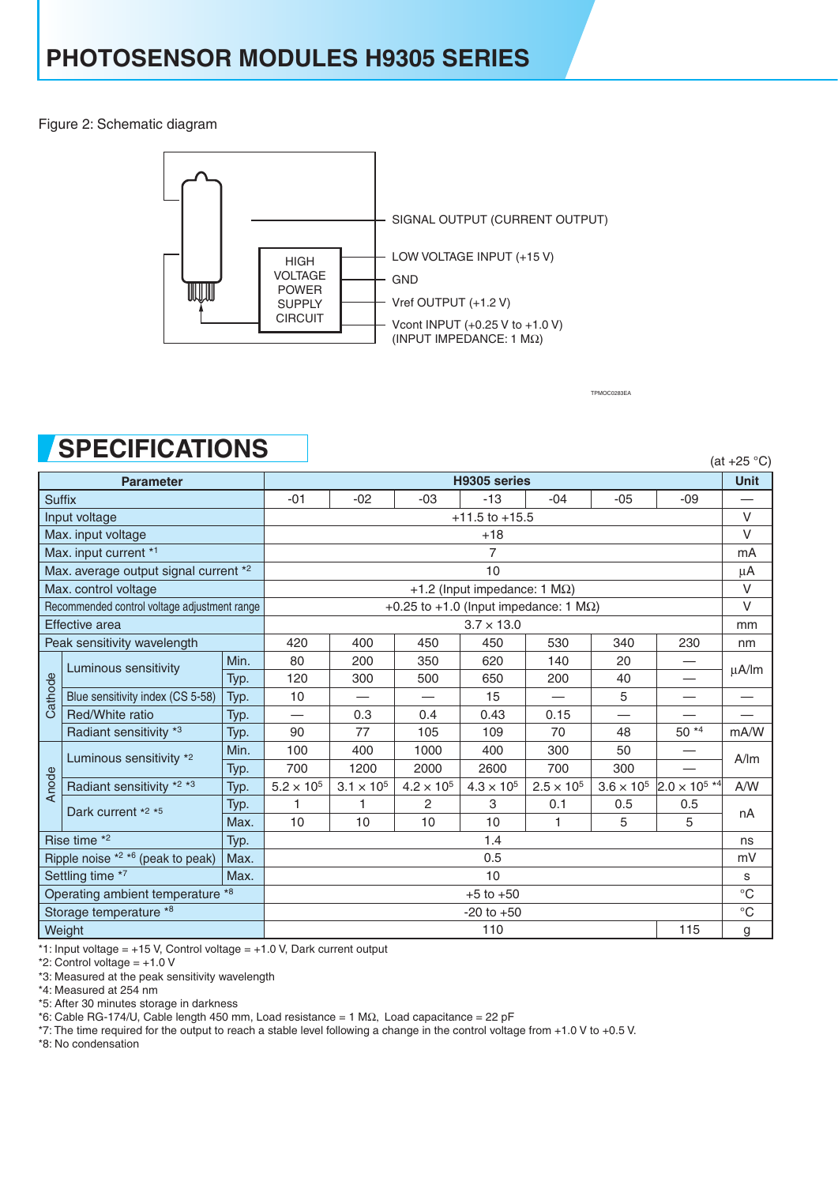# PHOTOSENSOR MODULES H9305 SERIES

Figure 2: Schematic diagram

HIGH VOLTAGE POWER SUPPLY CIRCUIT

SIGNAL OUTPUT (CURRENT OUTPUT)

LOW VOLTAGE INPUT (+15 V)

GND

Vref OUTPUT (+1.2 V)

Vcont INPUT (+0.25 V to +1.0 V)
(INPUT IMPEDANCE: 1 MΩ)

TPMOC0283EA

## SPECIFICATIONS

(at +25 °C)

| Parameter | | | H9305 series | | | | | | | Unit |
|---|---|---|---|---|---|---|---|---|---|---|
| Suffix | | | -01 | -02 | -03 | -13 | -04 | -05 | -09 | — |
| Input voltage | | | +11.5 to +15.5 | | | | | | | V |
| Max. input voltage | | | +18 | | | | | | | V |
| Max. input current *1 | | | 7 | | | | | | | mA |
| Max. average output signal current *2 | | | 10 | | | | | | | µA |
| Max. control voltage | | | +1.2 (Input impedance: 1 MΩ) | | | | | | | V |
| Recommended control voltage adjustment range | | | +0.25 to +1.0 (Input impedance: 1 MΩ) | | | | | | | V |
| Effective area | | | 3.7 × 13.0 | | | | | | | mm |
| Peak sensitivity wavelength | | | 420 | 400 | 450 | 450 | 530 | 340 | 230 | nm |
| Cathode | Luminous sensitivity | Min. | 80 | 200 | 350 | 620 | 140 | 20 | — | µA/lm |
| | | Typ. | 120 | 300 | 500 | 650 | 200 | 40 | — | |
| | Blue sensitivity index (CS 5-58) | Typ. | 10 | — | — | 15 | — | 5 | — | — |
| | Red/White ratio | Typ. | — | 0.3 | 0.4 | 0.43 | 0.15 | — | — | — |
| | Radiant sensitivity *3 | Typ. | 90 | 77 | 105 | 109 | 70 | 48 | 50 *4 | mA/W |
| Anode | Luminous sensitivity *2 | Min. | 100 | 400 | 1000 | 400 | 300 | 50 | — | A/lm |
| | | Typ. | 700 | 1200 | 2000 | 2600 | 700 | 300 | — | |
| | Radiant sensitivity *2 *3 | Typ. | $5.2 \times 10^5$ | $3.1 \times 10^5$ | $4.2 \times 10^5$ | $4.3 \times 10^5$ | $2.5 \times 10^5$ | $3.6 \times 10^5$ | $2.0 \times 10^5$ *4 | A/W |
| | Dark current *2 *5 | Typ. | 1 | 1 | 2 | 3 | 0.1 | 0.5 | 0.5 | nA |
| | | Max. | 10 | 10 | 10 | 10 | 1 | 5 | 5 | |
| Rise time *2 | | Typ. | 1.4 | | | | | | | ns |
| Ripple noise *2 *6 (peak to peak) | | Max. | 0.5 | | | | | | | mV |
| Settling time *7 | | Max. | 10 | | | | | | | s |
| Operating ambient temperature *8 | | | +5 to +50 | | | | | | | °C |
| Storage temperature *8 | | | -20 to +50 | | | | | | | °C |
| Weight | | | 110 | | | | | | 115 | g |

*1: Input voltage = +15 V, Control voltage = +1.0 V, Dark current output
*2: Control voltage = +1.0 V
*3: Measured at the peak sensitivity wavelength
*4: Measured at 254 nm
*5: After 30 minutes storage in darkness
*6: Cable RG-174/U, Cable length 450 mm, Load resistance = 1 MΩ, Load capacitance = 22 pF
*7: The time required for the output to reach a stable level following a change in the control voltage from +1.0 V to +0.5 V.
*8: No condensation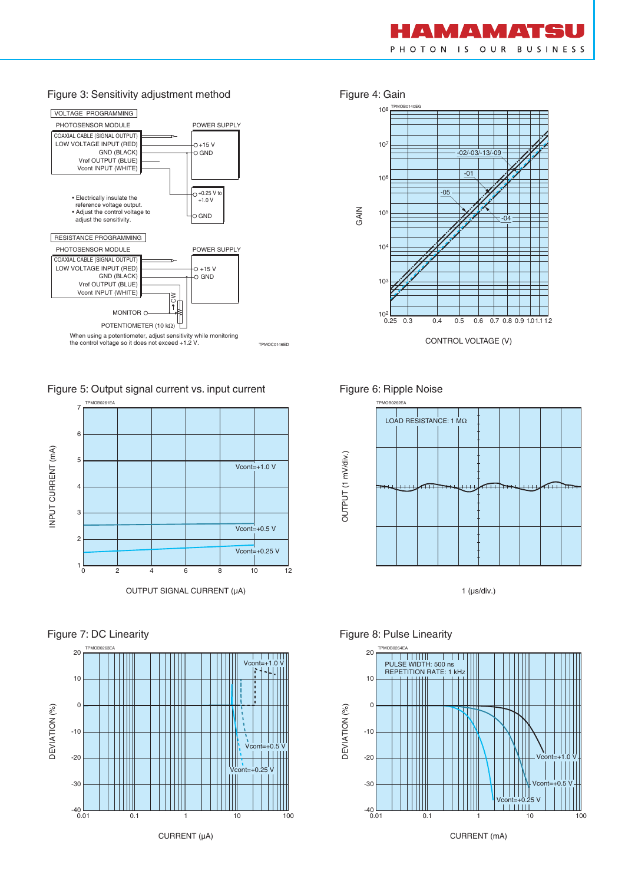## Figure 3: Sensitivity adjustment method

VOLTAGE PROGRAMMING

PHOTOSENSOR MODULE

POWER SUPPLY

COAXIAL CABLE (SIGNAL OUTPUT)
LOW VOLTAGE INPUT (RED)
GND (BLACK)
Vref OUTPUT (BLUE)
Vcont INPUT (WHITE)

+15 V
GND

+0.25 V to +1.0 V
GND

- Electrically insulate the reference voltage output.
- Adjust the control voltage to adjust the sensitivity.

RESISTANCE PROGRAMMING

PHOTOSENSOR MODULE

POWER SUPPLY

COAXIAL CABLE (SIGNAL OUTPUT)
LOW VOLTAGE INPUT (RED)
GND (BLACK)
Vref OUTPUT (BLUE)
Vcont INPUT (WHITE)

+15 V
GND

MONITOR

CW

POTENTIOMETER (10 kΩ)

When using a potentiometer, adjust sensitivity while monitoring the control voltage so it does not exceed +1.2 V.

TPMOC0146ED

## Figure 4: Gain

TPMOB0140EG

GAIN

CONTROL VOLTAGE (V)

-02/-03/-13/-09, -01, -05, -04

## Figure 5: Output signal current vs. input current

TPMOB0261EA

INPUT CURRENT (mA)

OUTPUT SIGNAL CURRENT (μA)

Vcont=+1.0 V
Vcont=+0.5 V
Vcont=+0.25 V

## Figure 6: Ripple Noise

TPMOB0262EA

LOAD RESISTANCE: 1 MΩ

OUTPUT (1 mV/div.)

1 (μs/div.)

## Figure 7: DC Linearity

TPMOB0263EA

DEVIATION (%)

CURRENT (μA)

Vcont=+1.0 V
Vcont=+0.5 V
Vcont=+0.25 V

## Figure 8: Pulse Linearity

TPMOB0264EA

PULSE WIDTH: 500 ns
REPETITION RATE: 1 kHz

DEVIATION (%)

CURRENT (mA)

Vcont=+1.0 V
Vcont=+0.5 V
Vcont=+0.25 V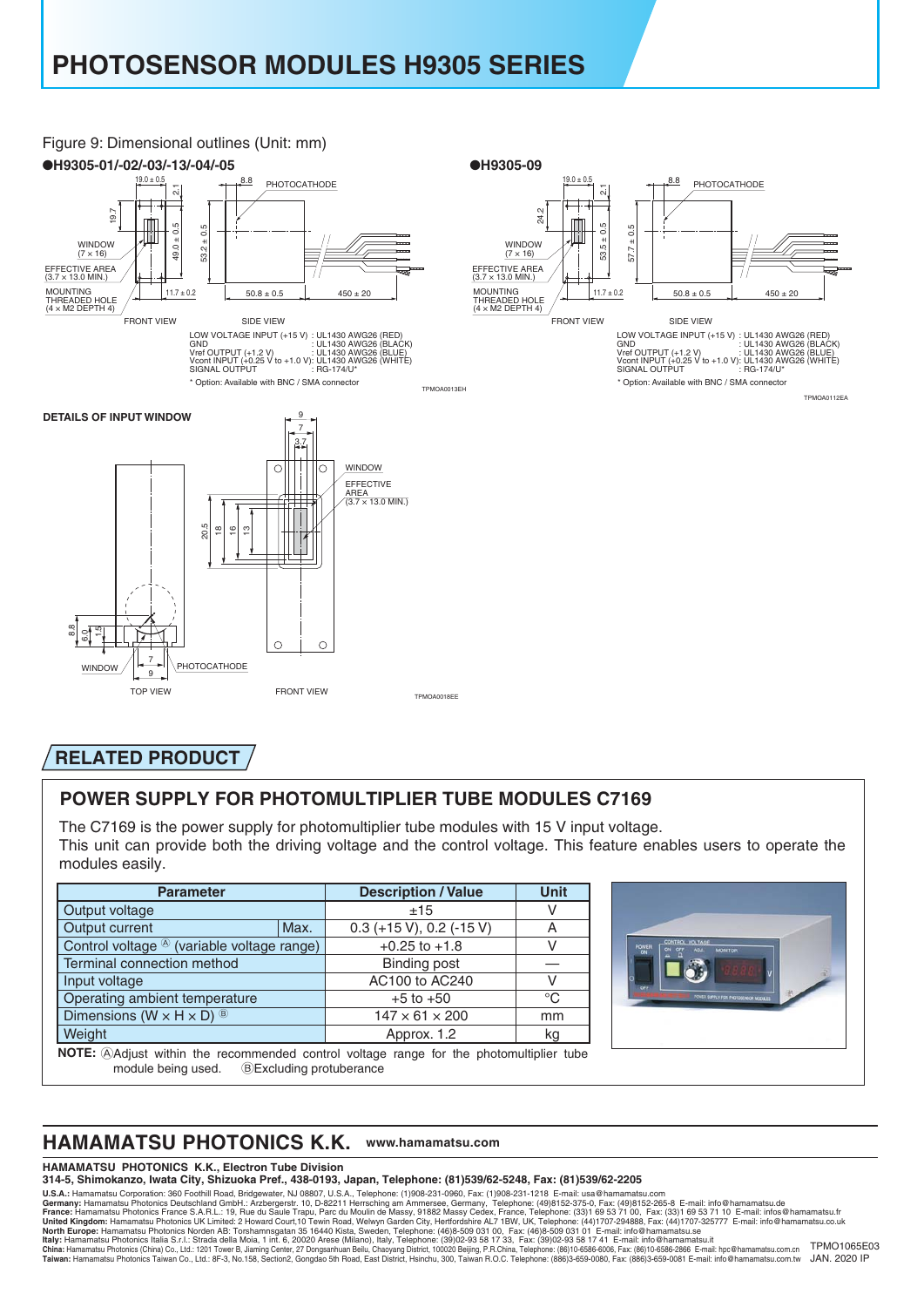# PHOTOSENSOR MODULES H9305 SERIES

Figure 9: Dimensional outlines (Unit: mm)

●H9305-01/-02/-03/-13/-04/-05

19.0 ± 0.5
2.1
8.8
PHOTOCATHODE
19.7
WINDOW (7 × 16)
49.0 ± 0.5
53.2 ± 0.5
EFFECTIVE AREA (3.7 × 13.0 MIN.)
MOUNTING THREADED HOLE (4 × M2 DEPTH 4)
11.7 ± 0.2
50.8 ± 0.5
450 ± 20
FRONT VIEW
SIDE VIEW

LOW VOLTAGE INPUT (+15 V) : UL1430 AWG26 (RED)
GND : UL1430 AWG26 (BLACK)
Vref OUTPUT (+1.2 V) : UL1430 AWG26 (BLUE)
Vcont INPUT (+0.25 V to +1.0 V): UL1430 AWG26 (WHITE)
SIGNAL OUTPUT : RG-174/U*

* Option: Available with BNC / SMA connector

TPMOA0013EH

●H9305-09

19.0 ± 0.5
2.1
8.8
PHOTOCATHODE
24.2
WINDOW (7 × 16)
53.5 ± 0.5
57.7 ± 0.5
EFFECTIVE AREA (3.7 × 13.0 MIN.)
MOUNTING THREADED HOLE (4 × M2 DEPTH 4)
11.7 ± 0.2
50.8 ± 0.5
450 ± 20
FRONT VIEW
SIDE VIEW

LOW VOLTAGE INPUT (+15 V) : UL1430 AWG26 (RED)
GND : UL1430 AWG26 (BLACK)
Vref OUTPUT (+1.2 V) : UL1430 AWG26 (BLUE)
Vcont INPUT (+0.25 V to +1.0 V): UL1430 AWG26 (WHITE)
SIGNAL OUTPUT : RG-174/U*

* Option: Available with BNC / SMA connector

TPMOA0112EA

**DETAILS OF INPUT WINDOW**

9
7
3.7
WINDOW
EFFECTIVE AREA (3.7 × 13.0 MIN.)
20.5
18
16
13
8.8
6.0
1.5
7
9
WINDOW
PHOTOCATHODE
TOP VIEW
FRONT VIEW

TPMOA0018EE

## RELATED PRODUCT

### POWER SUPPLY FOR PHOTOMULTIPLIER TUBE MODULES C7169

The C7169 is the power supply for photomultiplier tube modules with 15 V input voltage.
This unit can provide both the driving voltage and the control voltage. This feature enables users to operate the modules easily.

| Parameter | | Description / Value | Unit |
|---|---|---|---|
| Output voltage | | ±15 | V |
| Output current | Max. | 0.3 (+15 V), 0.2 (-15 V) | A |
| Control voltage Ⓐ (variable voltage range) | | +0.25 to +1.8 | V |
| Terminal connection method | | Binding post | — |
| Input voltage | | AC100 to AC240 | V |
| Operating ambient temperature | | +5 to +50 | °C |
| Dimensions (W × H × D) Ⓑ | | 147 × 61 × 200 | mm |
| Weight | | Approx. 1.2 | kg |

**NOTE:** ⒶAdjust within the recommended control voltage range for the photomultiplier tube module being used. ⒷExcluding protuberance

## HAMAMATSU PHOTONICS K.K. www.hamamatsu.com

**HAMAMATSU PHOTONICS K.K., Electron Tube Division**
**314-5, Shimokanzo, Iwata City, Shizuoka Pref., 438-0193, Japan, Telephone: (81)539/62-5248, Fax: (81)539/62-2205**

**U.S.A.:** Hamamatsu Corporation: 360 Foothill Road, Bridgewater, NJ 08807, U.S.A., Telephone: (1)908-231-0960, Fax: (1)908-231-1218 E-mail: usa@hamamatsu.com
**Germany:** Hamamatsu Photonics Deutschland GmbH.: Arzbergerstr. 10, D-82211 Herrsching am Ammersee, Germany, Telephone: (49)8152-375-0, Fax: (49)8152-265-8 E-mail: info@hamamatsu.de
**France:** Hamamatsu Photonics France S.A.R.L.: 19, Rue du Saule Trapu, Parc du Moulin de Massy, 91882 Massy Cedex, France, Telephone: (33)1 69 53 71 00, Fax: (33)1 69 53 71 10 E-mail: infos@hamamatsu.fr
**United Kingdom:** Hamamatsu Photonics UK Limited: 2 Howard Court,10 Tewin Road, Welwyn Garden City, Hertfordshire AL7 1BW, UK, Telephone: (44)1707-294888, Fax: (44)1707-325777 E-mail: info@hamamatsu.co.uk
**North Europe:** Hamamatsu Photonics Norden AB: Torshamnsgatan 35 16440 Kista, Sweden, Telephone: (46)8-509 031 00, Fax: (46)8-509 031 01 E-mail: info@hamamatsu.se
**Italy:** Hamamatsu Photonics Italia S.r.l.: Strada della Moia, 1 int. 6, 20020 Arese (Milano), Italy, Telephone: (39)02-93 58 17 33, Fax: (39)02-93 58 17 41 E-mail: info@hamamatsu.it
**China:** Hamamatsu Photonics (China) Co., Ltd.: 1201 Tower B, Jiaming Center, 27 Dongsanhuan Beilu, Chaoyang District, 100020 Beijing, P.R.China, Telephone: (86)10-6586-6006, Fax: (86)10-6586-2866 E-mail: hpc@hamamatsu.com.cn
**Taiwan:** Hamamatsu Photonics Taiwan Co., Ltd.: 8F-3, No.158, Section2, Gongdao 5th Road, East District, Hsinchu, 300, Taiwan R.O.C. Telephone: (886)3-659-0080, Fax: (886)3-659-0081 E-mail: info@hamamatsu.com.tw

TPMO1065E03
JAN. 2020 IP